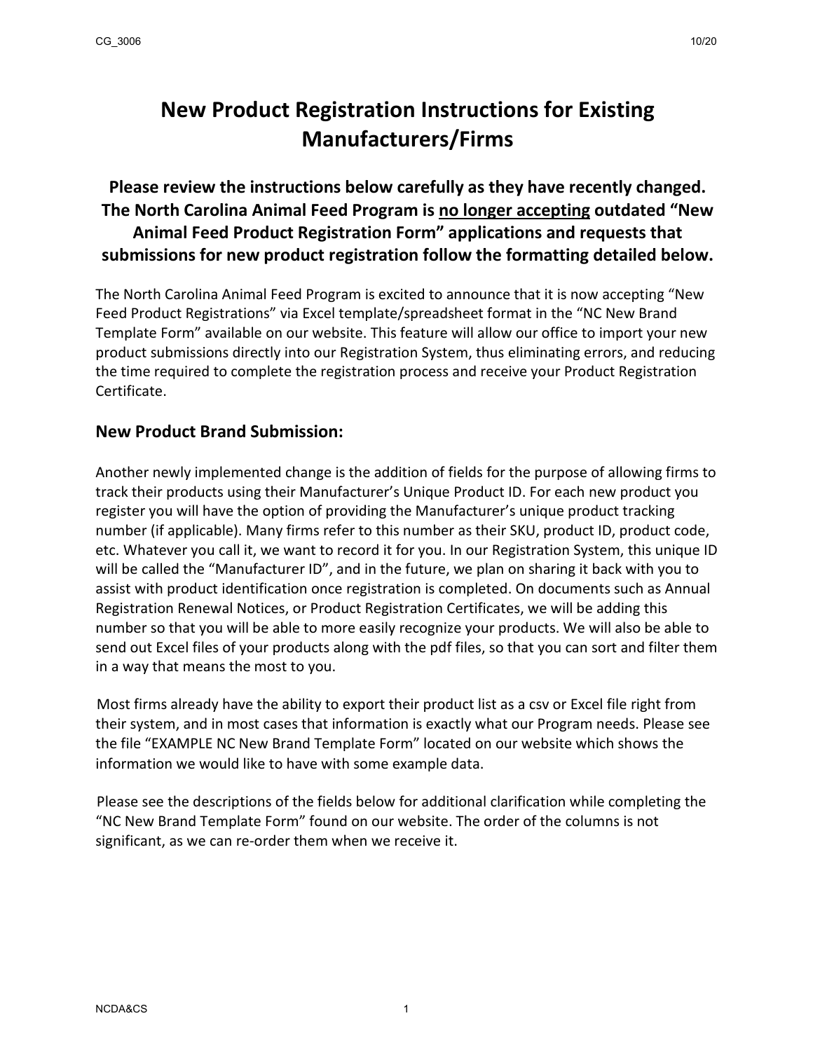# New Product Registration Instructions for Existing Manufacturers/Firms

**Please review the instructions below carefully as they have recently changed. The North Carolina Animal Feed Program is <u>no longer accepting</u> outdated "New Animal Feed Product Registration Form" applications and requests that submissions for new product registration follow the formatting detailed below.**

The North Carolina Animal Feed Program is excited to announce that it is now accepting "New Feed Product Registrations" via Excel template/spreadsheet format in the "NC New Brand Template Form" available on our website. This feature will allow our office to import your new product submissions directly into our Registration System, thus eliminating errors, and reducing the time required to complete the registration process and receive your Product Registration Certificate.

## New Product Brand Submission:

Another newly implemented change is the addition of fields for the purpose of allowing firms to track their products using their Manufacturer's Unique Product ID. For each new product you register you will have the option of providing the Manufacturer's unique product tracking number (if applicable). Many firms refer to this number as their SKU, product ID, product code, etc. Whatever you call it, we want to record it for you. In our Registration System, this unique ID will be called the "Manufacturer ID", and in the future, we plan on sharing it back with you to assist with product identification once registration is completed. On documents such as Annual Registration Renewal Notices, or Product Registration Certificates, we will be adding this number so that you will be able to more easily recognize your products. We will also be able to send out Excel files of your products along with the pdf files, so that you can sort and filter them in a way that means the most to you.

Most firms already have the ability to export their product list as a csv or Excel file right from their system, and in most cases that information is exactly what our Program needs. Please see the file "EXAMPLE NC New Brand Template Form" located on our website which shows the information we would like to have with some example data.

Please see the descriptions of the fields below for additional clarification while completing the "NC New Brand Template Form" found on our website. The order of the columns is not significant, as we can re-order them when we receive it.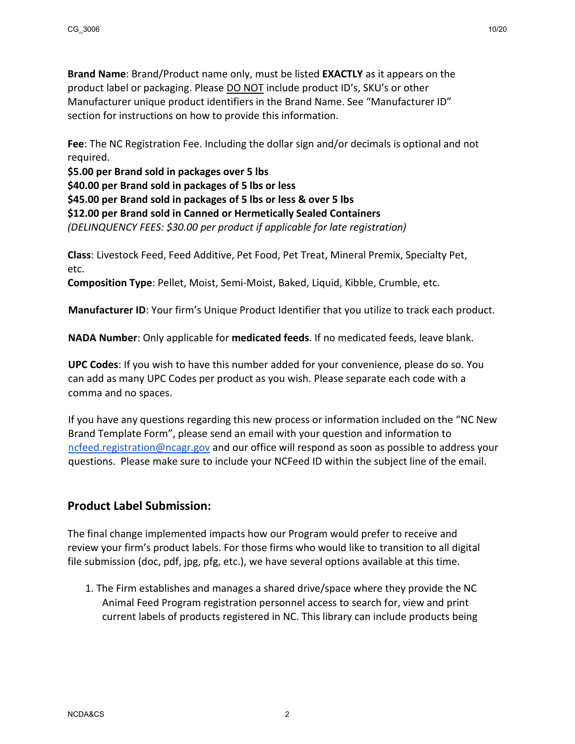**Brand Name**: Brand/Product name only, must be listed **EXACTLY** as it appears on the product label or packaging. Please DO NOT include product ID's, SKU's or other Manufacturer unique product identifiers in the Brand Name. See "Manufacturer ID" section for instructions on how to provide this information.

**Fee**: The NC Registration Fee. Including the dollar sign and/or decimals is optional and not required.
**$5.00 per Brand sold in packages over 5 lbs**
**$40.00 per Brand sold in packages of 5 lbs or less**
**$45.00 per Brand sold in packages of 5 lbs or less & over 5 lbs**
**$12.00 per Brand sold in Canned or Hermetically Sealed Containers**
*(DELINQUENCY FEES: $30.00 per product if applicable for late registration)*

**Class**: Livestock Feed, Feed Additive, Pet Food, Pet Treat, Mineral Premix, Specialty Pet, etc.
**Composition Type**: Pellet, Moist, Semi-Moist, Baked, Liquid, Kibble, Crumble, etc.

**Manufacturer ID**: Your firm's Unique Product Identifier that you utilize to track each product.

**NADA Number**: Only applicable for **medicated feeds**. If no medicated feeds, leave blank.

**UPC Codes**: If you wish to have this number added for your convenience, please do so. You can add as many UPC Codes per product as you wish. Please separate each code with a comma and no spaces.

If you have any questions regarding this new process or information included on the "NC New Brand Template Form", please send an email with your question and information to ncfeed.registration@ncagr.gov and our office will respond as soon as possible to address your questions. Please make sure to include your NCFeed ID within the subject line of the email.

## Product Label Submission:

The final change implemented impacts how our Program would prefer to receive and review your firm's product labels. For those firms who would like to transition to all digital file submission (doc, pdf, jpg, pfg, etc.), we have several options available at this time.

1. The Firm establishes and manages a shared drive/space where they provide the NC Animal Feed Program registration personnel access to search for, view and print current labels of products registered in NC. This library can include products being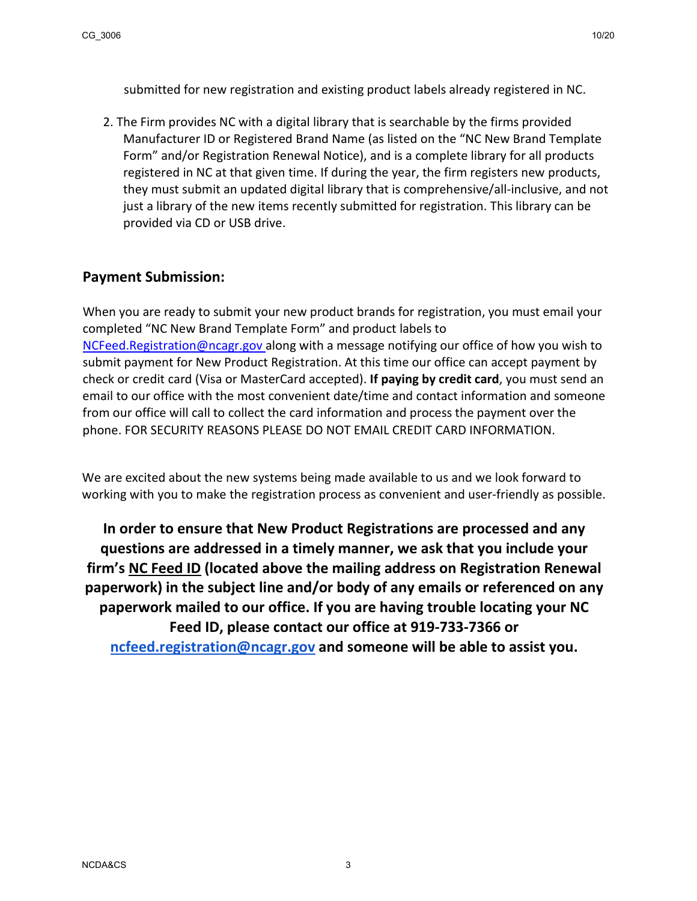submitted for new registration and existing product labels already registered in NC.

2. The Firm provides NC with a digital library that is searchable by the firms provided Manufacturer ID or Registered Brand Name (as listed on the "NC New Brand Template Form" and/or Registration Renewal Notice), and is a complete library for all products registered in NC at that given time. If during the year, the firm registers new products, they must submit an updated digital library that is comprehensive/all-inclusive, and not just a library of the new items recently submitted for registration. This library can be provided via CD or USB drive.

## Payment Submission:

When you are ready to submit your new product brands for registration, you must email your completed "NC New Brand Template Form" and product labels to NCFeed.Registration@ncagr.gov along with a message notifying our office of how you wish to submit payment for New Product Registration. At this time our office can accept payment by check or credit card (Visa or MasterCard accepted). **If paying by credit card**, you must send an email to our office with the most convenient date/time and contact information and someone from our office will call to collect the card information and process the payment over the phone. FOR SECURITY REASONS PLEASE DO NOT EMAIL CREDIT CARD INFORMATION.

We are excited about the new systems being made available to us and we look forward to working with you to make the registration process as convenient and user-friendly as possible.

**In order to ensure that New Product Registrations are processed and any questions are addressed in a timely manner, we ask that you include your firm's NC Feed ID (located above the mailing address on Registration Renewal paperwork) in the subject line and/or body of any emails or referenced on any paperwork mailed to our office. If you are having trouble locating your NC Feed ID, please contact our office at 919-733-7366 or ncfeed.registration@ncagr.gov and someone will be able to assist you.**